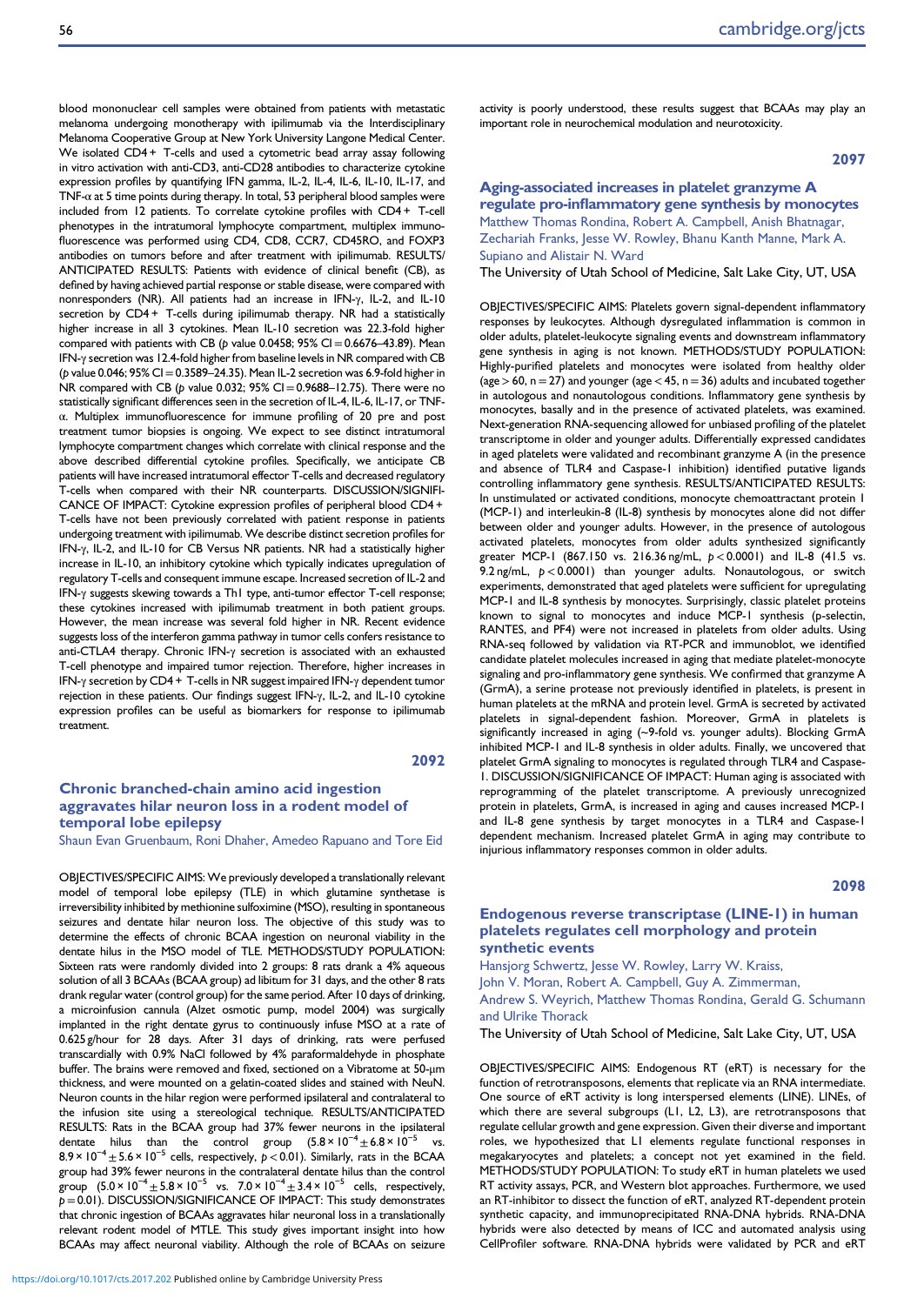blood mononuclear cell samples were obtained from patients with metastatic melanoma undergoing monotherapy with ipilimumab via the Interdisciplinary Melanoma Cooperative Group at New York University Langone Medical Center. We isolated CD4+ T-cells and used a cytometric bead array assay following in vitro activation with anti-CD3, anti-CD28 antibodies to characterize cytokine expression profiles by quantifying IFN gamma, IL-2, IL-4, IL-6, IL-10, IL-17, and TNF-α at 5 time points during therapy. In total, 53 peripheral blood samples were included from 12 patients. To correlate cytokine profiles with CD4+ T-cell phenotypes in the intratumoral lymphocyte compartment, multiplex immunofluorescence was performed using CD4, CD8, CCR7, CD45RO, and FOXP3 antibodies on tumors before and after treatment with ipilimumab. RESULTS/ANTICIPATED RESULTS: Patients with evidence of clinical benefit (CB), as defined by having achieved partial response or stable disease, were compared with nonresponders (NR). All patients had an increase in IFN-γ, IL-2, and IL-10 secretion by CD4+ T-cells during ipilimumab therapy. NR had a statistically higher increase in all 3 cytokines. Mean IL-10 secretion was 22.3-fold higher compared with patients with CB ($p$ value 0.0458; 95% CI = 0.6676–43.89). Mean IFN-γ secretion was 12.4-fold higher from baseline levels in NR compared with CB ($p$ value 0.046; 95% CI = 0.3589–24.35). Mean IL-2 secretion was 6.9-fold higher in NR compared with CB ($p$ value 0.032; 95% CI = 0.9688–12.75). There were no statistically significant differences seen in the secretion of IL-4, IL-6, IL-17, or TNF-α. Multiplex immunofluorescence for immune profiling of 20 pre and post treatment tumor biopsies is ongoing. We expect to see distinct intratumoral lymphocyte compartment changes which correlate with clinical response and the above described differential cytokine profiles. Specifically, we anticipate CB patients will have increased intratumoral effector T-cells and decreased regulatory T-cells when compared with their NR counterparts. DISCUSSION/SIGNIFICANCE OF IMPACT: Cytokine expression profiles of peripheral blood CD4+ T-cells have not been previously correlated with patient response in patients undergoing treatment with ipilimumab. We describe distinct secretion profiles for IFN-γ, IL-2, and IL-10 for CB Versus NR patients. NR had a statistically higher increase in IL-10, an inhibitory cytokine which typically indicates upregulation of regulatory T-cells and consequent immune escape. Increased secretion of IL-2 and IFN-γ suggests skewing towards a Th1 type, anti-tumor effector T-cell response; these cytokines increased with ipilimumab treatment in both patient groups. However, the mean increase was several fold higher in NR. Recent evidence suggests loss of the interferon gamma pathway in tumor cells confers resistance to anti-CTLA4 therapy. Chronic IFN-γ secretion is associated with an exhausted T-cell phenotype and impaired tumor rejection. Therefore, higher increases in IFN-γ secretion by CD4+ T-cells in NR suggest impaired IFN-γ dependent tumor rejection in these patients. Our findings suggest IFN-γ, IL-2, and IL-10 cytokine expression profiles can be useful as biomarkers for response to ipilimumab treatment.

2092

## Chronic branched-chain amino acid ingestion aggravates hilar neuron loss in a rodent model of temporal lobe epilepsy

Shaun Evan Gruenbaum, Roni Dhaher, Amedeo Rapuano and Tore Eid

OBJECTIVES/SPECIFIC AIMS: We previously developed a translationally relevant model of temporal lobe epilepsy (TLE) in which glutamine synthetase is irreversibility inhibited by methionine sulfoximine (MSO), resulting in spontaneous seizures and dentate hilar neuron loss. The objective of this study was to determine the effects of chronic BCAA ingestion on neuronal viability in the dentate hilus in the MSO model of TLE. METHODS/STUDY POPULATION: Sixteen rats were randomly divided into 2 groups: 8 rats drank a 4% aqueous solution of all 3 BCAAs (BCAA group) ad libitum for 31 days, and the other 8 rats drank regular water (control group) for the same period. After 10 days of drinking, a microinfusion cannula (Alzet osmotic pump, model 2004) was surgically implanted in the right dentate gyrus to continuously infuse MSO at a rate of 0.625 g/hour for 28 days. After 31 days of drinking, rats were perfused transcardially with 0.9% NaCl followed by 4% paraformaldehyde in phosphate buffer. The brains were removed and fixed, sectioned on a Vibratome at 50-μm thickness, and were mounted on a gelatin-coated slides and stained with NeuN. Neuron counts in the hilar region were performed ipsilateral and contralateral to the infusion site using a stereological technique. RESULTS/ANTICIPATED RESULTS: Rats in the BCAA group had 37% fewer neurons in the ipsilateral dentate hilus than the control group ($5.8\times10^{-4}\pm6.8\times10^{-5}$ vs. $8.9\times10^{-4}\pm5.6\times10^{-5}$ cells, respectively, $p<0.01$). Similarly, rats in the BCAA group had 39% fewer neurons in the contralateral dentate hilus than the control group ($5.0\times10^{-4}\pm5.8\times10^{-5}$ vs. $7.0\times10^{-4}\pm3.4\times10^{-5}$ cells, respectively, $p=0.01$). DISCUSSION/SIGNIFICANCE OF IMPACT: This study demonstrates that chronic ingestion of BCAAs aggravates hilar neuronal loss in a translationally relevant rodent model of MTLE. This study gives important insight into how BCAAs may affect neuronal viability. Although the role of BCAAs on seizure activity is poorly understood, these results suggest that BCAAs may play an important role in neurochemical modulation and neurotoxicity.

2097

## Aging-associated increases in platelet granzyme A regulate pro-inflammatory gene synthesis by monocytes

Matthew Thomas Rondina, Robert A. Campbell, Anish Bhatnagar, Zechariah Franks, Jesse W. Rowley, Bhanu Kanth Manne, Mark A. Supiano and Alistair N. Ward

The University of Utah School of Medicine, Salt Lake City, UT, USA

OBJECTIVES/SPECIFIC AIMS: Platelets govern signal-dependent inflammatory responses by leukocytes. Although dysregulated inflammation is common in older adults, platelet-leukocyte signaling events and downstream inflammatory gene synthesis in aging is not known. METHODS/STUDY POPULATION: Highly-purified platelets and monocytes were isolated from healthy older (age > 60, n = 27) and younger (age < 45, n = 36) adults and incubated together in autologous and nonautologous conditions. Inflammatory gene synthesis by monocytes, basally and in the presence of activated platelets, was examined. Next-generation RNA-sequencing allowed for unbiased profiling of the platelet transcriptome in older and younger adults. Differentially expressed candidates in aged platelets were validated and recombinant granzyme A (in the presence and absence of TLR4 and Caspase-1 inhibition) identified putative ligands controlling inflammatory gene synthesis. RESULTS/ANTICIPATED RESULTS: In unstimulated or activated conditions, monocyte chemoattractant protein 1 (MCP-1) and interleukin-8 (IL-8) synthesis by monocytes alone did not differ between older and younger adults. However, in the presence of autologous activated platelets, monocytes from older adults synthesized significantly greater MCP-1 (867.150 vs. 216.36 ng/mL, $p<0.0001$) and IL-8 (41.5 vs. 9.2 ng/mL, $p<0.0001$) than younger adults. Nonautologous, or switch experiments, demonstrated that aged platelets were sufficient for upregulating MCP-1 and IL-8 synthesis by monocytes. Surprisingly, classic platelet proteins known to signal to monocytes and induce MCP-1 synthesis (p-selectin, RANTES, and PF4) were not increased in platelets from older adults. Using RNA-seq followed by validation via RT-PCR and immunoblot, we identified candidate platelet molecules increased in aging that mediate platelet-monocyte signaling and pro-inflammatory gene synthesis. We confirmed that granzyme A (GrmA), a serine protease not previously identified in platelets, is present in human platelets at the mRNA and protein level. GrmA is secreted by activated platelets in signal-dependent fashion. Moreover, GrmA in platelets is significantly increased in aging (~9-fold vs. younger adults). Blocking GrmA inhibited MCP-1 and IL-8 synthesis in older adults. Finally, we uncovered that platelet GrmA signaling to monocytes is regulated through TLR4 and Caspase-1. DISCUSSION/SIGNIFICANCE OF IMPACT: Human aging is associated with reprogramming of the platelet transcriptome. A previously unrecognized protein in platelets, GrmA, is increased in aging and causes increased MCP-1 and IL-8 gene synthesis by target monocytes in a TLR4 and Caspase-1 dependent mechanism. Increased platelet GrmA in aging may contribute to injurious inflammatory responses common in older adults.

2098

## Endogenous reverse transcriptase (LINE-1) in human platelets regulates cell morphology and protein synthetic events

Hansjorg Schwertz, Jesse W. Rowley, Larry W. Kraiss, John V. Moran, Robert A. Campbell, Guy A. Zimmerman, Andrew S. Weyrich, Matthew Thomas Rondina, Gerald G. Schumann and Ulrike Thorack

The University of Utah School of Medicine, Salt Lake City, UT, USA

OBJECTIVES/SPECIFIC AIMS: Endogenous RT (eRT) is necessary for the function of retrotransposons, elements that replicate via an RNA intermediate. One source of eRT activity is long interspersed elements (LINE). LINEs, of which there are several subgroups (L1, L2, L3), are retrotransposons that regulate cellular growth and gene expression. Given their diverse and important roles, we hypothesized that L1 elements regulate functional responses in megakaryocytes and platelets; a concept not yet examined in the field. METHODS/STUDY POPULATION: To study eRT in human platelets we used RT activity assays, PCR, and Western blot approaches. Furthermore, we used an RT-inhibitor to dissect the function of eRT, analyzed RT-dependent protein synthetic capacity, and immunoprecipitated RNA-DNA hybrids. RNA-DNA hybrids were also detected by means of ICC and automated analysis using CellProfiler software. RNA-DNA hybrids were validated by PCR and eRT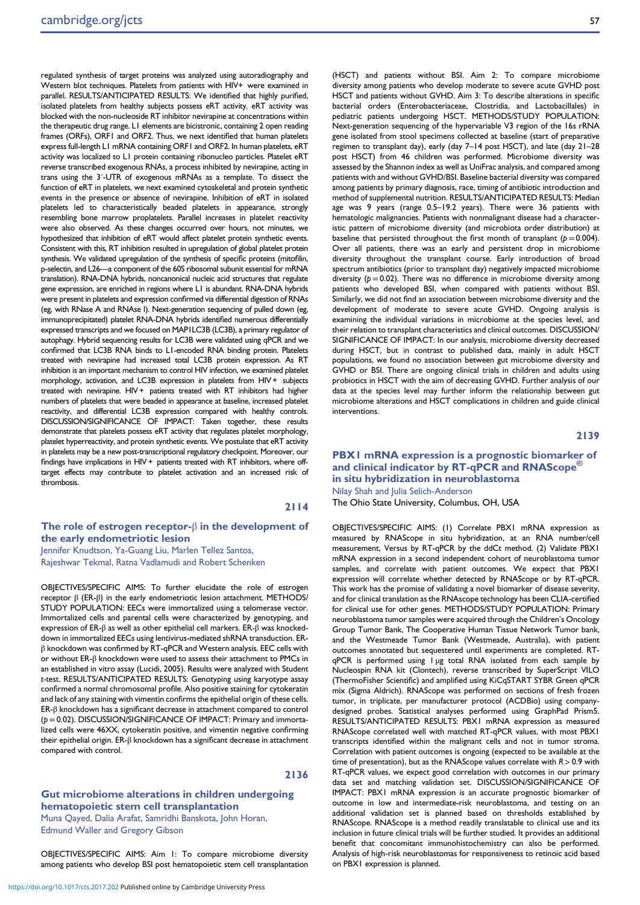regulated synthesis of target proteins was analyzed using autoradiography and Western blot techniques. Platelets from patients with HIV+ were examined in parallel. RESULTS/ANTICIPATED RESULTS: We identified that highly purified, isolated platelets from healthy subjects possess eRT activity. eRT activity was blocked with the non-nucleoside RT inhibitor nevirapine at concentrations within the therapeutic drug range. L1 elements are bicistronic, containing 2 open reading frames (ORFs), ORF1 and ORF2. Thus, we next identified that human platelets express full-length L1 mRNA containing ORF1 and ORF2. In human platelets, eRT activity was localized to L1 protein containing ribonucleo particles. Platelet eRT reverse transcribed exogenous RNAs, a process inhibited by nevirapine, acting in trans using the 3′-UTR of exogenous mRNAs as a template. To dissect the function of eRT in platelets, we next examined cytoskeletal and protein synthetic events in the presence or absence of nevirapine. Inhibition of eRT in isolated platelets led to characteristically beaded platelets in appearance, strongly resembling bone marrow proplatelets. Parallel increases in platelet reactivity were also observed. As these changes occurred over hours, not minutes, we hypothesized that inhibition of eRT would affect platelet protein synthetic events. Consistent with this, RT inhibition resulted in upregulation of global platelet protein synthesis. We validated upregulation of the synthesis of specific proteins (mitofilin, p-selectin, and L26—a component of the 60S ribosomal subunit essential for mRNA translation). RNA-DNA hybrids, noncanonical nucleic acid structures that regulate gene expression, are enriched in regions where L1 is abundant. RNA-DNA hybrids were present in platelets and expression confirmed via differential digestion of RNAs (eg, with RNase A and RNAse I). Next-generation sequencing of pulled down (eg, immunoprecipitated) platelet RNA-DNA hybrids identified numerous differentially expressed transcripts and we focused on MAP1LC3B (LC3B), a primary regulator of autophagy. Hybrid sequencing results for LC3B were validated using qPCR and we confirmed that LC3B RNA binds to L1-encoded RNA binding protein. Platelets treated with nevirapine had increased total LC3B protein expression. As RT inhibition is an important mechanism to control HIV infection, we examined platelet morphology, activation, and LC3B expression in platelets from HIV+ subjects treated with nevirapine. HIV+ patients treated with RT inhibitors had higher numbers of platelets that were beaded in appearance at baseline, increased platelet reactivity, and differential LC3B expression compared with healthy controls. DISCUSSION/SIGNIFICANCE OF IMPACT: Taken together, these results demonstrate that platelets possess eRT activity that regulates platelet morphology, platelet hyperreactivity, and protein synthetic events. We postulate that eRT activity in platelets may be a new post-transcriptional regulatory checkpoint. Moreover, our findings have implications in HIV+ patients treated with RT inhibitors, where off-target effects may contribute to platelet activation and an increased risk of thrombosis.

**2114**

## The role of estrogen receptor-β in the development of the early endometriotic lesion

Jennifer Knudtson, Ya-Guang Liu, Marlen Tellez Santos, Rajeshwar Tekmal, Ratna Vadlamudi and Robert Schenken

OBJECTIVES/SPECIFIC AIMS: To further elucidate the role of estrogen receptor β (ER-β) in the early endometriotic lesion attachment. METHODS/STUDY POPULATION: EECs were immortalized using a telomerase vector. Immortalized cells and parental cells were characterized by genotyping, and expression of ER-β as well as other epithelial cell markers. ER-β was knocked-down in immortalized EECs using lentivirus-mediated shRNA transduction. ER-β knockdown was confirmed by RT-qPCR and Western analysis. EEC cells with or without ER-β knockdown were used to assess their attachment to PMCs in an established in vitro assay (Lucidi, 2005). Results were analyzed with Student *t*-test. RESULTS/ANTICIPATED RESULTS: Genotyping using karyotype assay confirmed a normal chromosomal profile. Also positive staining for cytokeratin and lack of any staining with vimentin confirms the epithelial origin of these cells. ER-β knockdown has a significant decrease in attachment compared to control ($p = 0.02$). DISCUSSION/SIGNIFICANCE OF IMPACT: Primary and immortalized cells were 46XX, cytokeratin positive, and vimentin negative confirming their epithelial origin. ER-β knockdown has a significant decrease in attachment compared with control.

**2136**

## Gut microbiome alterations in children undergoing hematopoietic stem cell transplantation

Muna Qayed, Dalia Arafat, Samridhi Banskota, John Horan, Edmund Waller and Gregory Gibson

OBJECTIVES/SPECIFIC AIMS: Aim 1: To compare microbiome diversity among patients who develop BSI post hematopoietic stem cell transplantation (HSCT) and patients without BSI. Aim 2: To compare microbiome diversity among patients who develop moderate to severe acute GVHD post HSCT and patients without GVHD. Aim 3: To describe alterations in specific bacterial orders (Enterobacteriaceae, Clostridia, and Lactobacillales) in pediatric patients undergoing HSCT. METHODS/STUDY POPULATION: Next-generation sequencing of the hypervariable V3 region of the 16s rRNA gene isolated from stool specimens collected at baseline (start of preparative regimen to transplant day), early (day 7–14 post HSCT), and late (day 21–28 post HSCT) from 46 children was performed. Microbiome diversity was assessed by the Shannon index as well as UniFrac analysis, and compared among patients with and without GVHD/BSI. Baseline bacterial diversity was compared among patients by primary diagnosis, race, timing of antibiotic introduction and method of supplemental nutrition. RESULTS/ANTICIPATED RESULTS: Median age was 9 years (range 0.5–19.2 years). There were 36 patients with hematologic malignancies. Patients with nonmalignant disease had a characteristic pattern of microbiome diversity (and microbiota order distribution) at baseline that persisted throughout the first month of transplant ($p = 0.004$). Over all patients, there was an early and persistent drop in microbiome diversity throughout the transplant course. Early introduction of broad spectrum antibiotics (prior to transplant day) negatively impacted microbiome diversity ($p = 0.02$). There was no difference in microbiome diversity among patients who developed BSI, when compared with patients without BSI. Similarly, we did not find an association between microbiome diversity and the development of moderate to severe acute GVHD. Ongoing analysis is examining the individual variations in microbiome at the species level, and their relation to transplant characteristics and clinical outcomes. DISCUSSION/SIGNIFICANCE OF IMPACT: In our analysis, microbiome diversity decreased during HSCT, but in contrast to published data, mainly in adult HSCT populations, we found no association between gut microbiome diversity and GVHD or BSI. There are ongoing clinical trials in children and adults using probiotics in HSCT with the aim of decreasing GVHD. Further analysis of our data at the species level may further inform the relationship between gut microbiome alterations and HSCT complications in children and guide clinical interventions.

**2139**

## PBX1 mRNA expression is a prognostic biomarker of and clinical indicator by RT-qPCR and RNAScope® in situ hybridization in neuroblastoma

Nilay Shah and Julia Selich-Anderson

The Ohio State University, Columbus, OH, USA

OBJECTIVES/SPECIFIC AIMS: (1) Correlate PBX1 mRNA expression as measured by RNAScope in situ hybridization, at an RNA number/cell measurement, Versus by RT-qPCR by the ddCt method. (2) Validate PBX1 mRNA expression in a second independent cohort of neuroblastoma tumor samples, and correlate with patient outcomes. We expect that PBX1 expression will correlate whether detected by RNAScope or by RT-qPCR. This work has the promise of validating a novel biomarker of disease severity, and for clinical translation as the RNAscope technology has been CLIA-certified for clinical use for other genes. METHODS/STUDY POPULATION: Primary neuroblastoma tumor samples were acquired through the Children's Oncology Group Tumor Bank, The Cooperative Human Tissue Network Tumor bank, and the Westmeade Tumor Bank (Westmeade, Australia), with patient outcomes annotated but sequestered until experiments are completed. RT-qPCR is performed using 1 μg total RNA isolated from each sample by Nucleospin RNA kit (Clontech), reverse transcribed by SuperScript VILO (ThermoFisher Scientific) and amplified using KiCqSTART SYBR Green qPCR mix (Sigma Aldrich). RNAScope was performed on sections of fresh frozen tumor, in triplicate, per manufacturer protocol (ACDBio) using company-designed probes. Statistical analyses performed using GraphPad Prism5. RESULTS/ANTICIPATED RESULTS: PBX1 mRNA expression as measured RNAScope correlated well with matched RT-qPCR values, with most PBX1 transcripts identified within the malignant cells and not in tumor stroma. Correlation with patient outcomes is ongoing (expected to be available at the time of presentation), but as the RNAScope values correlate with $R > 0.9$ with RT-qPCR values, we expect good correlation with outcomes in our primary data set and matching validation set. DISCUSSION/SIGNIFICANCE OF IMPACT: PBX1 mRNA expression is an accurate prognostic biomarker of outcome in low and intermediate-risk neuroblastoma, and testing on an additional validation set is planned based on thresholds established by RNAScope. RNAScope is a method readily translatable to clinical use and its inclusion in future clinical trials will be further studied. It provides an additional benefit that concomitant immunohistochemistry can also be performed. Analysis of high-risk neuroblastomas for responsiveness to retinoic acid based on PBX1 expression is planned.